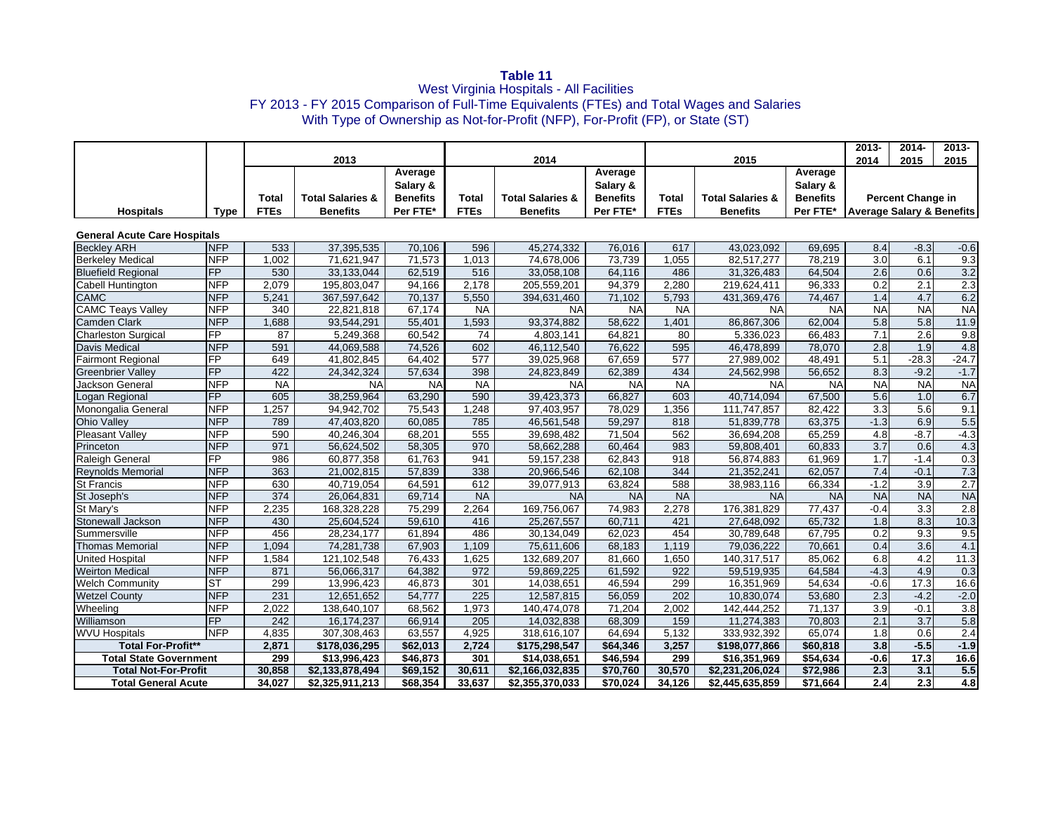**Table 11**

West Virginia Hospitals - All Facilities

FY 2013 - FY 2015 Comparison of Full-Time Equivalents (FTEs) and Total Wages and Salaries

With Type of Ownership as Not-for-Profit (NFP), For-Profit (FP), or State (ST)

| | | 2013 | | | 2014 | | | 2015 | | | 2013-2014 | 2014-2015 | 2013-2015 |
|---|---|---|---|---|---|---|---|---|---|---|---|---|---|
| **Hospitals** | **Type** | **Total FTEs** | **Total Salaries & Benefits** | **Average Salary & Benefits Per FTE*** | **Total FTEs** | **Total Salaries & Benefits** | **Average Salary & Benefits Per FTE*** | **Total FTEs** | **Total Salaries & Benefits** | **Average Salary & Benefits Per FTE*** | **Percent Change in Average Salary & Benefits** | | |
| **General Acute Care Hospitals** | | | | | | | | | | | | | |
| Beckley ARH | NFP | 533 | 37,395,535 | 70,106 | 596 | 45,274,332 | 76,016 | 617 | 43,023,092 | 69,695 | 8.4 | -8.3 | -0.6 |
| Berkeley Medical | NFP | 1,002 | 71,621,947 | 71,573 | 1,013 | 74,678,006 | 73,739 | 1,055 | 82,517,277 | 78,219 | 3.0 | 6.1 | 9.3 |
| Bluefield Regional | FP | 530 | 33,133,044 | 62,519 | 516 | 33,058,108 | 64,116 | 486 | 31,326,483 | 64,504 | 2.6 | 0.6 | 3.2 |
| Cabell Huntington | NFP | 2,079 | 195,803,047 | 94,166 | 2,178 | 205,559,201 | 94,379 | 2,280 | 219,624,411 | 96,333 | 0.2 | 2.1 | 2.3 |
| CAMC | NFP | 5,241 | 367,597,642 | 70,137 | 5,550 | 394,631,460 | 71,102 | 5,793 | 431,369,476 | 74,467 | 1.4 | 4.7 | 6.2 |
| CAMC Teays Valley | NFP | 340 | 22,821,818 | 67,174 | NA | NA | NA | NA | NA | NA | NA | NA | NA |
| Camden Clark | NFP | 1,688 | 93,544,291 | 55,401 | 1,593 | 93,374,882 | 58,622 | 1,401 | 86,867,306 | 62,004 | 5.8 | 5.8 | 11.9 |
| Charleston Surgical | FP | 87 | 5,249,368 | 60,542 | 74 | 4,803,141 | 64,821 | 80 | 5,336,023 | 66,483 | 7.1 | 2.6 | 9.8 |
| Davis Medical | NFP | 591 | 44,069,588 | 74,526 | 602 | 46,112,540 | 76,622 | 595 | 46,478,899 | 78,070 | 2.8 | 1.9 | 4.8 |
| Fairmont Regional | FP | 649 | 41,802,845 | 64,402 | 577 | 39,025,968 | 67,659 | 577 | 27,989,002 | 48,491 | 5.1 | -28.3 | -24.7 |
| Greenbrier Valley | FP | 422 | 24,342,324 | 57,634 | 398 | 24,823,849 | 62,389 | 434 | 24,562,998 | 56,652 | 8.3 | -9.2 | -1.7 |
| Jackson General | NFP | NA | NA | NA | NA | NA | NA | NA | NA | NA | NA | NA | NA |
| Logan Regional | FP | 605 | 38,259,964 | 63,290 | 590 | 39,423,373 | 66,827 | 603 | 40,714,094 | 67,500 | 5.6 | 1.0 | 6.7 |
| Monongalia General | NFP | 1,257 | 94,942,702 | 75,543 | 1,248 | 97,403,957 | 78,029 | 1,356 | 111,747,857 | 82,422 | 3.3 | 5.6 | 9.1 |
| Ohio Valley | NFP | 789 | 47,403,820 | 60,085 | 785 | 46,561,548 | 59,297 | 818 | 51,839,778 | 63,375 | -1.3 | 6.9 | 5.5 |
| Pleasant Valley | NFP | 590 | 40,246,304 | 68,201 | 555 | 39,698,482 | 71,504 | 562 | 36,694,208 | 65,259 | 4.8 | -8.7 | -4.3 |
| Princeton | NFP | 971 | 56,624,502 | 58,305 | 970 | 58,662,288 | 60,464 | 983 | 59,808,401 | 60,833 | 3.7 | 0.6 | 4.3 |
| Raleigh General | FP | 986 | 60,877,358 | 61,763 | 941 | 59,157,238 | 62,843 | 918 | 56,874,883 | 61,969 | 1.7 | -1.4 | 0.3 |
| Reynolds Memorial | NFP | 363 | 21,002,815 | 57,839 | 338 | 20,966,546 | 62,108 | 344 | 21,352,241 | 62,057 | 7.4 | -0.1 | 7.3 |
| St Francis | NFP | 630 | 40,719,054 | 64,591 | 612 | 39,077,913 | 63,824 | 588 | 38,983,116 | 66,334 | -1.2 | 3.9 | 2.7 |
| St Joseph's | NFP | 374 | 26,064,831 | 69,714 | NA | NA | NA | NA | NA | NA | NA | NA | NA |
| St Mary's | NFP | 2,235 | 168,328,228 | 75,299 | 2,264 | 169,756,067 | 74,983 | 2,278 | 176,381,829 | 77,437 | -0.4 | 3.3 | 2.8 |
| Stonewall Jackson | NFP | 430 | 25,604,524 | 59,610 | 416 | 25,267,557 | 60,711 | 421 | 27,648,092 | 65,732 | 1.8 | 8.3 | 10.3 |
| Summersville | NFP | 456 | 28,234,177 | 61,894 | 486 | 30,134,049 | 62,023 | 454 | 30,789,648 | 67,795 | 0.2 | 9.3 | 9.5 |
| Thomas Memorial | NFP | 1,094 | 74,281,738 | 67,903 | 1,109 | 75,611,606 | 68,183 | 1,119 | 79,036,222 | 70,661 | 0.4 | 3.6 | 4.1 |
| United Hospital | NFP | 1,584 | 121,102,548 | 76,433 | 1,625 | 132,689,207 | 81,660 | 1,650 | 140,317,517 | 85,062 | 6.8 | 4.2 | 11.3 |
| Weirton Medical | NFP | 871 | 56,066,317 | 64,382 | 972 | 59,869,225 | 61,592 | 922 | 59,519,935 | 64,584 | -4.3 | 4.9 | 0.3 |
| Welch Community | ST | 299 | 13,996,423 | 46,873 | 301 | 14,038,651 | 46,594 | 299 | 16,351,969 | 54,634 | -0.6 | 17.3 | 16.6 |
| Wetzel County | NFP | 231 | 12,651,652 | 54,777 | 225 | 12,587,815 | 56,059 | 202 | 10,830,074 | 53,680 | 2.3 | -4.2 | -2.0 |
| Wheeling | NFP | 2,022 | 138,640,107 | 68,562 | 1,973 | 140,474,078 | 71,204 | 2,002 | 142,444,252 | 71,137 | 3.9 | -0.1 | 3.8 |
| Williamson | FP | 242 | 16,174,237 | 66,914 | 205 | 14,032,838 | 68,309 | 159 | 11,274,383 | 70,803 | 2.1 | 3.7 | 5.8 |
| WVU Hospitals | NFP | 4,835 | 307,308,463 | 63,557 | 4,925 | 318,616,107 | 64,694 | 5,132 | 333,932,392 | 65,074 | 1.8 | 0.6 | 2.4 |
| **Total For-Profit**** | | **2,871** | **$178,036,295** | **$62,013** | **2,724** | **$175,298,547** | **$64,346** | **3,257** | **$198,077,866** | **$60,818** | **3.8** | **-5.5** | **-1.9** |
| **Total State Government** | | **299** | **$13,996,423** | **$46,873** | **301** | **$14,038,651** | **$46,594** | **299** | **$16,351,969** | **$54,634** | **-0.6** | **17.3** | **16.6** |
| **Total Not-For-Profit** | | **30,858** | **$2,133,878,494** | **$69,152** | **30,611** | **$2,166,032,835** | **$70,760** | **30,570** | **$2,231,206,024** | **$72,986** | **2.3** | **3.1** | **5.5** |
| **Total General Acute** | | **34,027** | **$2,325,911,213** | **$68,354** | **33,637** | **$2,355,370,033** | **$70,024** | **34,126** | **$2,445,635,859** | **$71,664** | **2.4** | **2.3** | **4.8** |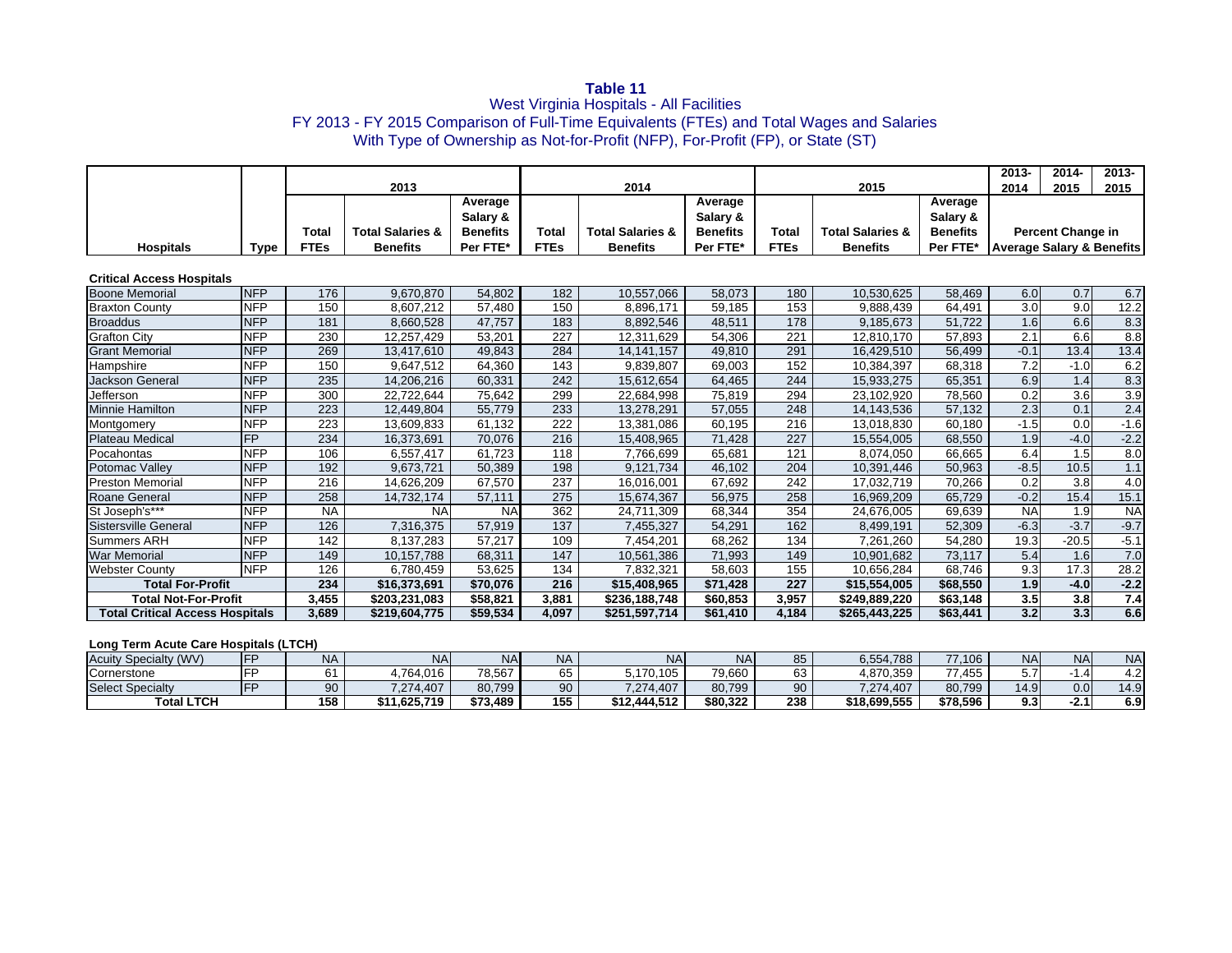# Table 11

## West Virginia Hospitals - All Facilities
## FY 2013 - FY 2015 Comparison of Full-Time Equivalents (FTEs) and Total Wages and Salaries
## With Type of Ownership as Not-for-Profit (NFP), For-Profit (FP), or State (ST)

| | | 2013 | | | 2014 | | | 2015 | | | 2013-2014 | 2014-2015 | 2013-2015 |
|---|---|---|---|---|---|---|---|---|---|---|---|---|---|
| Hospitals | Type | Total FTEs | Total Salaries & Benefits | Average Salary & Benefits Per FTE* | Total FTEs | Total Salaries & Benefits | Average Salary & Benefits Per FTE* | Total FTEs | Total Salaries & Benefits | Average Salary & Benefits Per FTE* | Percent Change in Average Salary & Benefits | | |
| **Critical Access Hospitals** | | | | | | | | | | | | | |
| Boone Memorial | NFP | 176 | 9,670,870 | 54,802 | 182 | 10,557,066 | 58,073 | 180 | 10,530,625 | 58,469 | 6.0 | 0.7 | 6.7 |
| Braxton County | NFP | 150 | 8,607,212 | 57,480 | 150 | 8,896,171 | 59,185 | 153 | 9,888,439 | 64,491 | 3.0 | 9.0 | 12.2 |
| Broaddus | NFP | 181 | 8,660,528 | 47,757 | 183 | 8,892,546 | 48,511 | 178 | 9,185,673 | 51,722 | 1.6 | 6.6 | 8.3 |
| Grafton City | NFP | 230 | 12,257,429 | 53,201 | 227 | 12,311,629 | 54,306 | 221 | 12,810,170 | 57,893 | 2.1 | 6.6 | 8.8 |
| Grant Memorial | NFP | 269 | 13,417,610 | 49,843 | 284 | 14,141,157 | 49,810 | 291 | 16,429,510 | 56,499 | -0.1 | 13.4 | 13.4 |
| Hampshire | NFP | 150 | 9,647,512 | 64,360 | 143 | 9,839,807 | 69,003 | 152 | 10,384,397 | 68,318 | 7.2 | -1.0 | 6.2 |
| Jackson General | NFP | 235 | 14,206,216 | 60,331 | 242 | 15,612,654 | 64,465 | 244 | 15,933,275 | 65,351 | 6.9 | 1.4 | 8.3 |
| Jefferson | NFP | 300 | 22,722,644 | 75,642 | 299 | 22,684,998 | 75,819 | 294 | 23,102,920 | 78,560 | 0.2 | 3.6 | 3.9 |
| Minnie Hamilton | NFP | 223 | 12,449,804 | 55,779 | 233 | 13,278,291 | 57,055 | 248 | 14,143,536 | 57,132 | 2.3 | 0.1 | 2.4 |
| Montgomery | NFP | 223 | 13,609,833 | 61,132 | 222 | 13,381,086 | 60,195 | 216 | 13,018,830 | 60,180 | -1.5 | 0.0 | -1.6 |
| Plateau Medical | FP | 234 | 16,373,691 | 70,076 | 216 | 15,408,965 | 71,428 | 227 | 15,554,005 | 68,550 | 1.9 | -4.0 | -2.2 |
| Pocahontas | NFP | 106 | 6,557,417 | 61,723 | 118 | 7,766,699 | 65,681 | 121 | 8,074,050 | 66,665 | 6.4 | 1.5 | 8.0 |
| Potomac Valley | NFP | 192 | 9,673,721 | 50,389 | 198 | 9,121,734 | 46,102 | 204 | 10,391,446 | 50,963 | -8.5 | 10.5 | 1.1 |
| Preston Memorial | NFP | 216 | 14,626,209 | 67,570 | 237 | 16,016,001 | 67,692 | 242 | 17,032,719 | 70,266 | 0.2 | 3.8 | 4.0 |
| Roane General | NFP | 258 | 14,732,174 | 57,111 | 275 | 15,674,367 | 56,975 | 258 | 16,969,209 | 65,729 | -0.2 | 15.4 | 15.1 |
| St Joseph's*** | NFP | NA | NA | NA | 362 | 24,711,309 | 68,344 | 354 | 24,676,005 | 69,639 | NA | 1.9 | NA |
| Sistersville General | NFP | 126 | 7,316,375 | 57,919 | 137 | 7,455,327 | 54,291 | 162 | 8,499,191 | 52,309 | -6.3 | -3.7 | -9.7 |
| Summers ARH | NFP | 142 | 8,137,283 | 57,217 | 109 | 7,454,201 | 68,262 | 134 | 7,261,260 | 54,280 | 19.3 | -20.5 | -5.1 |
| War Memorial | NFP | 149 | 10,157,788 | 68,311 | 147 | 10,561,386 | 71,993 | 149 | 10,901,682 | 73,117 | 5.4 | 1.6 | 7.0 |
| Webster County | NFP | 126 | 6,780,459 | 53,625 | 134 | 7,832,321 | 58,603 | 155 | 10,656,284 | 68,746 | 9.3 | 17.3 | 28.2 |
| **Total For-Profit** | | **234** | **$16,373,691** | **$70,076** | **216** | **$15,408,965** | **$71,428** | **227** | **$15,554,005** | **$68,550** | **1.9** | **-4.0** | **-2.2** |
| **Total Not-For-Profit** | | **3,455** | **$203,231,083** | **$58,821** | **3,881** | **$236,188,748** | **$60,853** | **3,957** | **$249,889,220** | **$63,148** | **3.5** | **3.8** | **7.4** |
| **Total Critical Access Hospitals** | | **3,689** | **$219,604,775** | **$59,534** | **4,097** | **$251,597,714** | **$61,410** | **4,184** | **$265,443,225** | **$63,441** | **3.2** | **3.3** | **6.6** |
| **Long Term Acute Care Hospitals (LTCH)** | | | | | | | | | | | | | |
| Acuity Specialty (WV) | FP | NA | NA | NA | NA | NA | NA | 85 | 6,554,788 | 77,106 | NA | NA | NA |
| Cornerstone | FP | 61 | 4,764,016 | 78,567 | 65 | 5,170,105 | 79,660 | 63 | 4,870,359 | 77,455 | 5.7 | -1.4 | 4.2 |
| Select Specialty | FP | 90 | 7,274,407 | 80,799 | 90 | 7,274,407 | 80,799 | 90 | 7,274,407 | 80,799 | 14.9 | 0.0 | 14.9 |
| **Total LTCH** | | **158** | **$11,625,719** | **$73,489** | **155** | **$12,444,512** | **$80,322** | **238** | **$18,699,555** | **$78,596** | **9.3** | **-2.1** | **6.9** |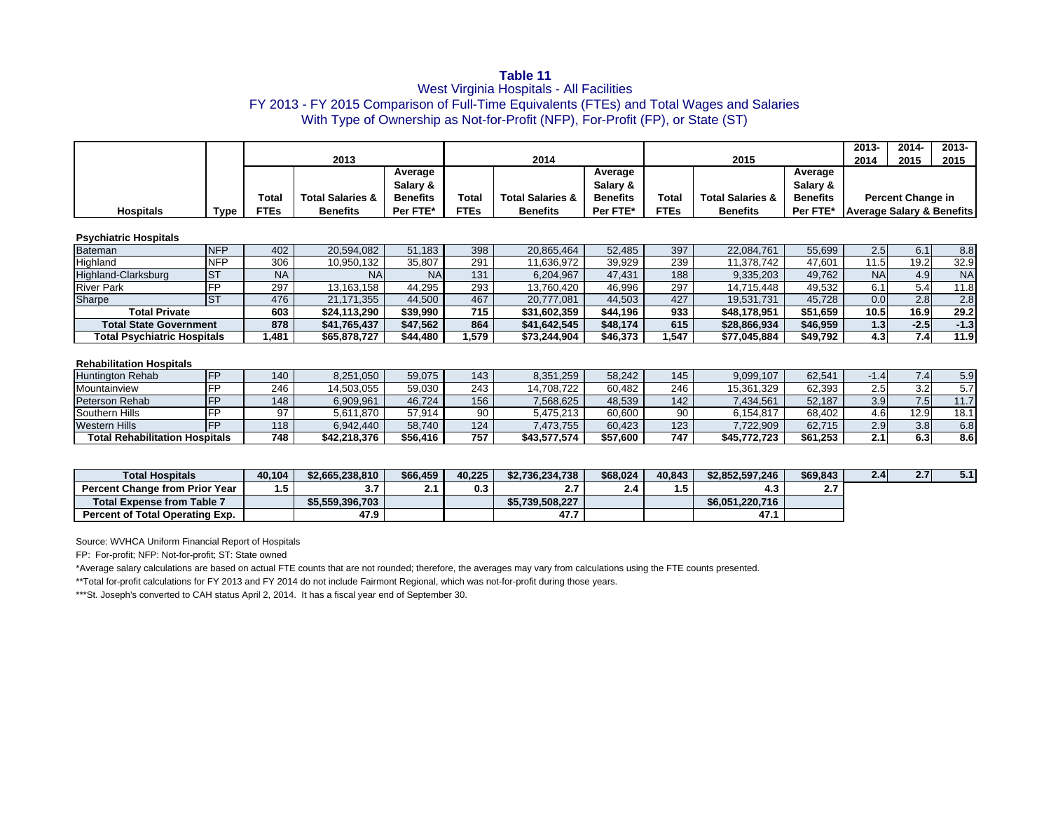**Table 11**

West Virginia Hospitals - All Facilities

FY 2013 - FY 2015 Comparison of Full-Time Equivalents (FTEs) and Total Wages and Salaries

With Type of Ownership as Not-for-Profit (NFP), For-Profit (FP), or State (ST)

| | | 2013 | | | 2014 | | | 2015 | | | 2013-2014 | 2014-2015 | 2013-2015 |
|---|---|---|---|---|---|---|---|---|---|---|---|---|---|
| **Hospitals** | **Type** | **Total FTEs** | **Total Salaries & Benefits** | **Average Salary & Benefits Per FTE*** | **Total FTEs** | **Total Salaries & Benefits** | **Average Salary & Benefits Per FTE*** | **Total FTEs** | **Total Salaries & Benefits** | **Average Salary & Benefits Per FTE*** | **Percent Change in Average Salary & Benefits** | | |
| **Psychiatric Hospitals** | | | | | | | | | | | | | |
| Bateman | NFP | 402 | 20,594,082 | 51,183 | 398 | 20,865,464 | 52,485 | 397 | 22,084,761 | 55,699 | 2.5 | 6.1 | 8.8 |
| Highland | NFP | 306 | 10,950,132 | 35,807 | 291 | 11,636,972 | 39,929 | 239 | 11,378,742 | 47,601 | 11.5 | 19.2 | 32.9 |
| Highland-Clarksburg | ST | NA | NA | NA | 131 | 6,204,967 | 47,431 | 188 | 9,335,203 | 49,762 | NA | 4.9 | NA |
| River Park | FP | 297 | 13,163,158 | 44,295 | 293 | 13,760,420 | 46,996 | 297 | 14,715,448 | 49,532 | 6.1 | 5.4 | 11.8 |
| Sharpe | ST | 476 | 21,171,355 | 44,500 | 467 | 20,777,081 | 44,503 | 427 | 19,531,731 | 45,728 | 0.0 | 2.8 | 2.8 |
| **Total Private** | | **603** | **$24,113,290** | **$39,990** | **715** | **$31,602,359** | **$44,196** | **933** | **$48,178,951** | **$51,659** | **10.5** | **16.9** | **29.2** |
| **Total State Government** | | **878** | **$41,765,437** | **$47,562** | **864** | **$41,642,545** | **$48,174** | **615** | **$28,866,934** | **$46,959** | **1.3** | **-2.5** | **-1.3** |
| **Total Psychiatric Hospitals** | | **1,481** | **$65,878,727** | **$44,480** | **1,579** | **$73,244,904** | **$46,373** | **1,547** | **$77,045,884** | **$49,792** | **4.3** | **7.4** | **11.9** |
| **Rehabilitation Hospitals** | | | | | | | | | | | | | |
| Huntington Rehab | FP | 140 | 8,251,050 | 59,075 | 143 | 8,351,259 | 58,242 | 145 | 9,099,107 | 62,541 | -1.4 | 7.4 | 5.9 |
| Mountainview | FP | 246 | 14,503,055 | 59,030 | 243 | 14,708,722 | 60,482 | 246 | 15,361,329 | 62,393 | 2.5 | 3.2 | 5.7 |
| Peterson Rehab | FP | 148 | 6,909,961 | 46,724 | 156 | 7,568,625 | 48,539 | 142 | 7,434,561 | 52,187 | 3.9 | 7.5 | 11.7 |
| Southern Hills | FP | 97 | 5,611,870 | 57,914 | 90 | 5,475,213 | 60,600 | 90 | 6,154,817 | 68,402 | 4.6 | 12.9 | 18.1 |
| Western Hills | FP | 118 | 6,942,440 | 58,740 | 124 | 7,473,755 | 60,423 | 123 | 7,722,909 | 62,715 | 2.9 | 3.8 | 6.8 |
| **Total Rehabilitation Hospitals** | | **748** | **$42,218,376** | **$56,416** | **757** | **$43,577,574** | **$57,600** | **747** | **$45,772,723** | **$61,253** | **2.1** | **6.3** | **8.6** |
| **Total Hospitals** | | **40,104** | **$2,665,238,810** | **$66,459** | **40,225** | **$2,736,234,738** | **$68,024** | **40,843** | **$2,852,597,246** | **$69,843** | **2.4** | **2.7** | **5.1** |
| **Percent Change from Prior Year** | | **1.5** | **3.7** | **2.1** | **0.3** | **2.7** | **2.4** | **1.5** | **4.3** | **2.7** | | | |
| **Total Expense from Table 7** | | | **$5,559,396,703** | | | **$5,739,508,227** | | | **$6,051,220,716** | | | | |
| **Percent of Total Operating Exp.** | | | **47.9** | | | **47.7** | | | **47.1** | | | | |

Source: WVHCA Uniform Financial Report of Hospitals

FP: For-profit; NFP: Not-for-profit; ST: State owned

*Average salary calculations are based on actual FTE counts that are not rounded; therefore, the averages may vary from calculations using the FTE counts presented.

**Total for-profit calculations for FY 2013 and FY 2014 do not include Fairmont Regional, which was not-for-profit during those years.

***St. Joseph's converted to CAH status April 2, 2014. It has a fiscal year end of September 30.